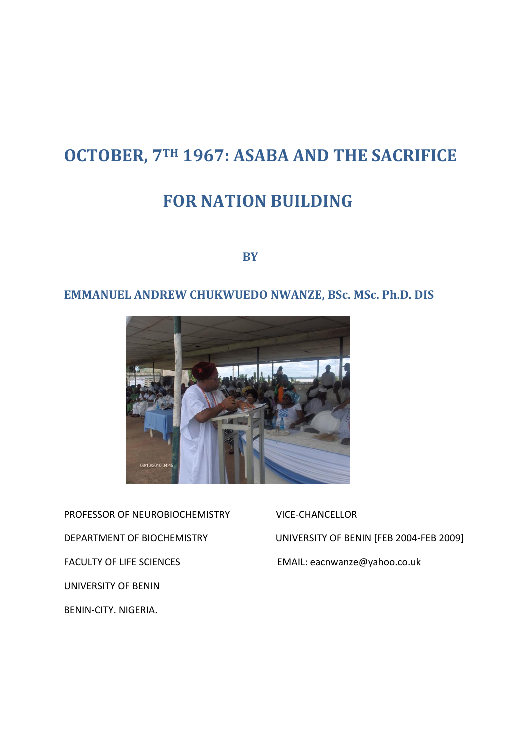# OCTOBER, 7TH 1967: ASABA AND THE SACRIFICE FOR NATION BUILDING

**BY**

**EMMANUEL ANDREW CHUKWUEDO NWANZE, BSc. MSc. Ph.D. DIS**

PROFESSOR OF NEUROBIOCHEMISTRY
DEPARTMENT OF BIOCHEMISTRY
FACULTY OF LIFE SCIENCES
UNIVERSITY OF BENIN
BENIN-CITY. NIGERIA.

VICE-CHANCELLOR
UNIVERSITY OF BENIN [FEB 2004-FEB 2009]
EMAIL: eacnwanze@yahoo.co.uk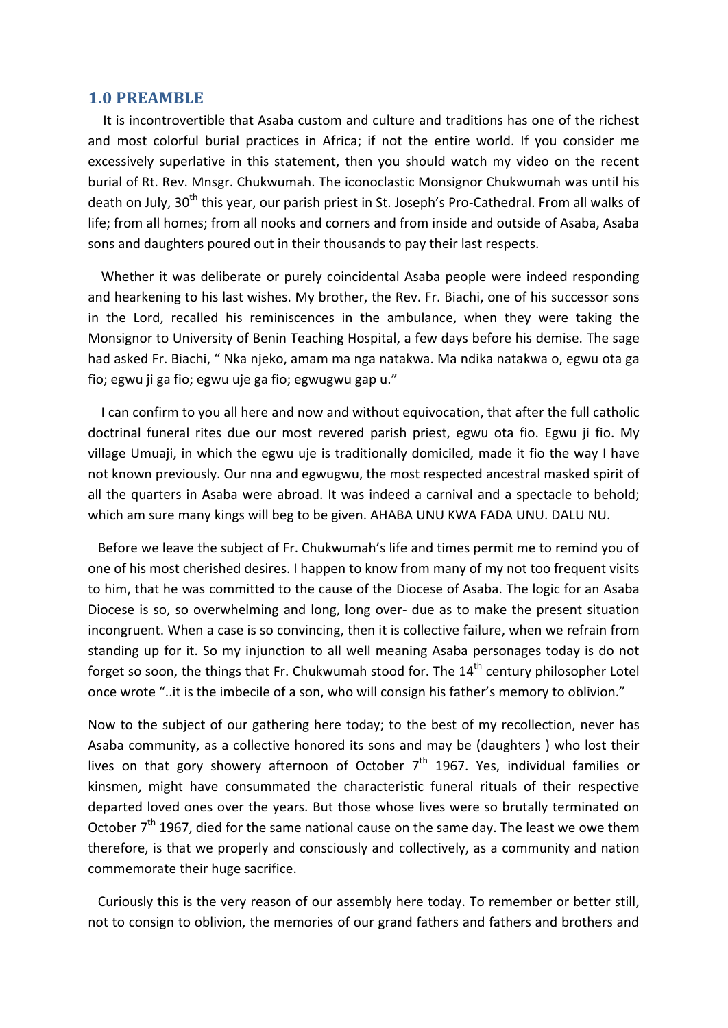## 1.0 PREAMBLE

It is incontrovertible that Asaba custom and culture and traditions has one of the richest and most colorful burial practices in Africa; if not the entire world. If you consider me excessively superlative in this statement, then you should watch my video on the recent burial of Rt. Rev. Mnsgr. Chukwumah. The iconoclastic Monsignor Chukwumah was until his death on July, 30th this year, our parish priest in St. Joseph's Pro-Cathedral. From all walks of life; from all homes; from all nooks and corners and from inside and outside of Asaba, Asaba sons and daughters poured out in their thousands to pay their last respects.

Whether it was deliberate or purely coincidental Asaba people were indeed responding and hearkening to his last wishes. My brother, the Rev. Fr. Biachi, one of his successor sons in the Lord, recalled his reminiscences in the ambulance, when they were taking the Monsignor to University of Benin Teaching Hospital, a few days before his demise. The sage had asked Fr. Biachi, " Nka njeko, amam ma nga natakwa. Ma ndika natakwa o, egwu ota ga fio; egwu ji ga fio; egwu uje ga fio; egwugwu gap u."

I can confirm to you all here and now and without equivocation, that after the full catholic doctrinal funeral rites due our most revered parish priest, egwu ota fio. Egwu ji fio. My village Umuaji, in which the egwu uje is traditionally domiciled, made it fio the way I have not known previously. Our nna and egwugwu, the most respected ancestral masked spirit of all the quarters in Asaba were abroad. It was indeed a carnival and a spectacle to behold; which am sure many kings will beg to be given. AHABA UNU KWA FADA UNU. DALU NU.

Before we leave the subject of Fr. Chukwumah's life and times permit me to remind you of one of his most cherished desires. I happen to know from many of my not too frequent visits to him, that he was committed to the cause of the Diocese of Asaba. The logic for an Asaba Diocese is so, so overwhelming and long, long over- due as to make the present situation incongruent. When a case is so convincing, then it is collective failure, when we refrain from standing up for it. So my injunction to all well meaning Asaba personages today is do not forget so soon, the things that Fr. Chukwumah stood for. The 14th century philosopher Lotel once wrote "..it is the imbecile of a son, who will consign his father's memory to oblivion."

Now to the subject of our gathering here today; to the best of my recollection, never has Asaba community, as a collective honored its sons and may be (daughters ) who lost their lives on that gory showery afternoon of October 7th 1967. Yes, individual families or kinsmen, might have consummated the characteristic funeral rituals of their respective departed loved ones over the years. But those whose lives were so brutally terminated on October 7th 1967, died for the same national cause on the same day. The least we owe them therefore, is that we properly and consciously and collectively, as a community and nation commemorate their huge sacrifice.

Curiously this is the very reason of our assembly here today. To remember or better still, not to consign to oblivion, the memories of our grand fathers and fathers and brothers and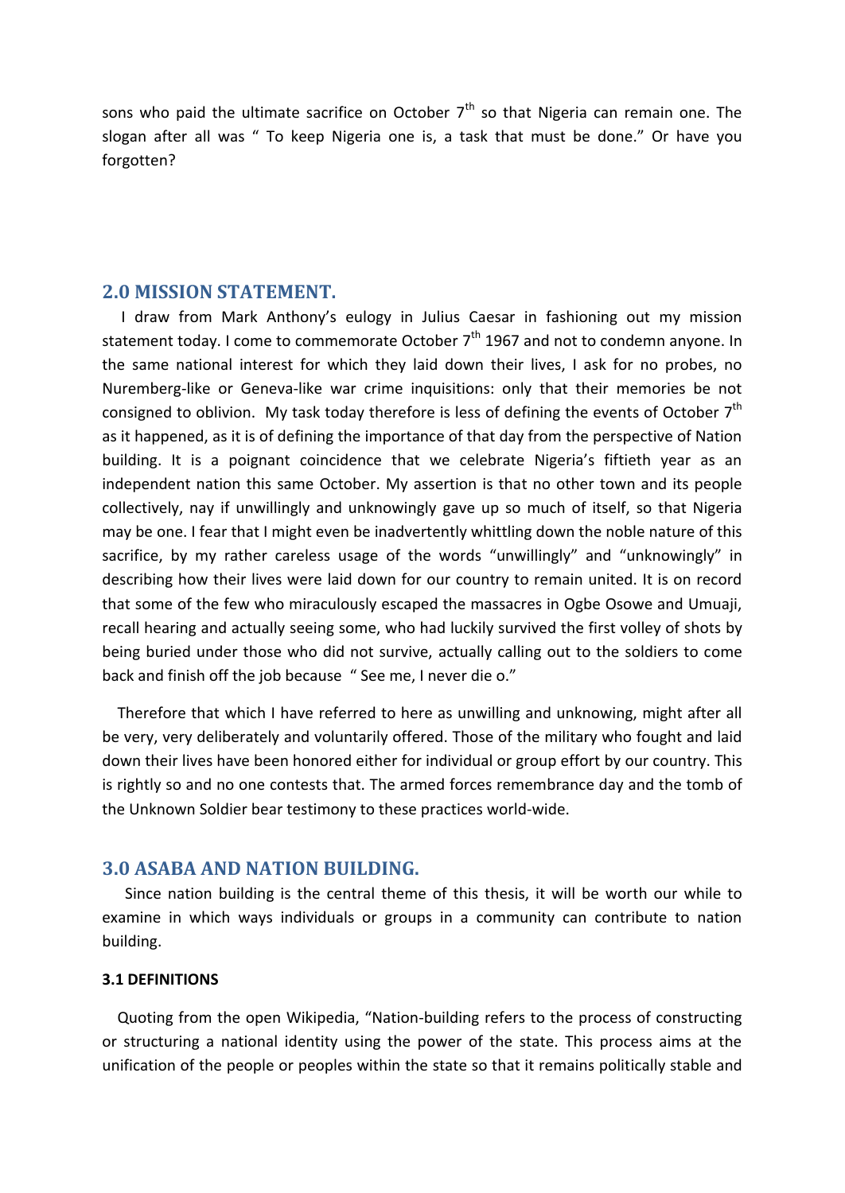sons who paid the ultimate sacrifice on October 7th so that Nigeria can remain one. The slogan after all was " To keep Nigeria one is, a task that must be done." Or have you forgotten?

## 2.0 MISSION STATEMENT.

I draw from Mark Anthony's eulogy in Julius Caesar in fashioning out my mission statement today. I come to commemorate October 7th 1967 and not to condemn anyone. In the same national interest for which they laid down their lives, I ask for no probes, no Nuremberg-like or Geneva-like war crime inquisitions: only that their memories be not consigned to oblivion. My task today therefore is less of defining the events of October 7th as it happened, as it is of defining the importance of that day from the perspective of Nation building. It is a poignant coincidence that we celebrate Nigeria's fiftieth year as an independent nation this same October. My assertion is that no other town and its people collectively, nay if unwillingly and unknowingly gave up so much of itself, so that Nigeria may be one. I fear that I might even be inadvertently whittling down the noble nature of this sacrifice, by my rather careless usage of the words "unwillingly" and "unknowingly" in describing how their lives were laid down for our country to remain united. It is on record that some of the few who miraculously escaped the massacres in Ogbe Osowe and Umuaji, recall hearing and actually seeing some, who had luckily survived the first volley of shots by being buried under those who did not survive, actually calling out to the soldiers to come back and finish off the job because " See me, I never die o."

Therefore that which I have referred to here as unwilling and unknowing, might after all be very, very deliberately and voluntarily offered. Those of the military who fought and laid down their lives have been honored either for individual or group effort by our country. This is rightly so and no one contests that. The armed forces remembrance day and the tomb of the Unknown Soldier bear testimony to these practices world-wide.

## 3.0 ASABA AND NATION BUILDING.

Since nation building is the central theme of this thesis, it will be worth our while to examine in which ways individuals or groups in a community can contribute to nation building.

### 3.1 DEFINITIONS

Quoting from the open Wikipedia, "Nation-building refers to the process of constructing or structuring a national identity using the power of the state. This process aims at the unification of the people or peoples within the state so that it remains politically stable and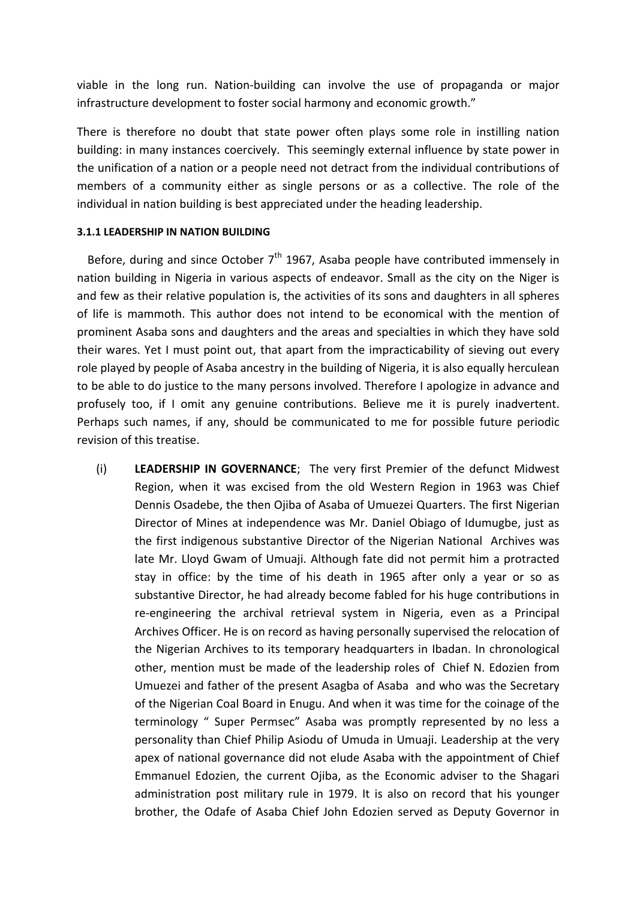viable in the long run. Nation-building can involve the use of propaganda or major infrastructure development to foster social harmony and economic growth."

There is therefore no doubt that state power often plays some role in instilling nation building: in many instances coercively. This seemingly external influence by state power in the unification of a nation or a people need not detract from the individual contributions of members of a community either as single persons or as a collective. The role of the individual in nation building is best appreciated under the heading leadership.

#### 3.1.1 LEADERSHIP IN NATION BUILDING

Before, during and since October 7th 1967, Asaba people have contributed immensely in nation building in Nigeria in various aspects of endeavor. Small as the city on the Niger is and few as their relative population is, the activities of its sons and daughters in all spheres of life is mammoth. This author does not intend to be economical with the mention of prominent Asaba sons and daughters and the areas and specialties in which they have sold their wares. Yet I must point out, that apart from the impracticability of sieving out every role played by people of Asaba ancestry in the building of Nigeria, it is also equally herculean to be able to do justice to the many persons involved. Therefore I apologize in advance and profusely too, if I omit any genuine contributions. Believe me it is purely inadvertent. Perhaps such names, if any, should be communicated to me for possible future periodic revision of this treatise.

(i) **LEADERSHIP IN GOVERNANCE**; The very first Premier of the defunct Midwest Region, when it was excised from the old Western Region in 1963 was Chief Dennis Osadebe, the then Ojiba of Asaba of Umuezei Quarters. The first Nigerian Director of Mines at independence was Mr. Daniel Obiago of Idumugbe, just as the first indigenous substantive Director of the Nigerian National Archives was late Mr. Lloyd Gwam of Umuaji. Although fate did not permit him a protracted stay in office: by the time of his death in 1965 after only a year or so as substantive Director, he had already become fabled for his huge contributions in re-engineering the archival retrieval system in Nigeria, even as a Principal Archives Officer. He is on record as having personally supervised the relocation of the Nigerian Archives to its temporary headquarters in Ibadan. In chronological other, mention must be made of the leadership roles of Chief N. Edozien from Umuezei and father of the present Asagba of Asaba and who was the Secretary of the Nigerian Coal Board in Enugu. And when it was time for the coinage of the terminology " Super Permsec" Asaba was promptly represented by no less a personality than Chief Philip Asiodu of Umuda in Umuaji. Leadership at the very apex of national governance did not elude Asaba with the appointment of Chief Emmanuel Edozien, the current Ojiba, as the Economic adviser to the Shagari administration post military rule in 1979. It is also on record that his younger brother, the Odafe of Asaba Chief John Edozien served as Deputy Governor in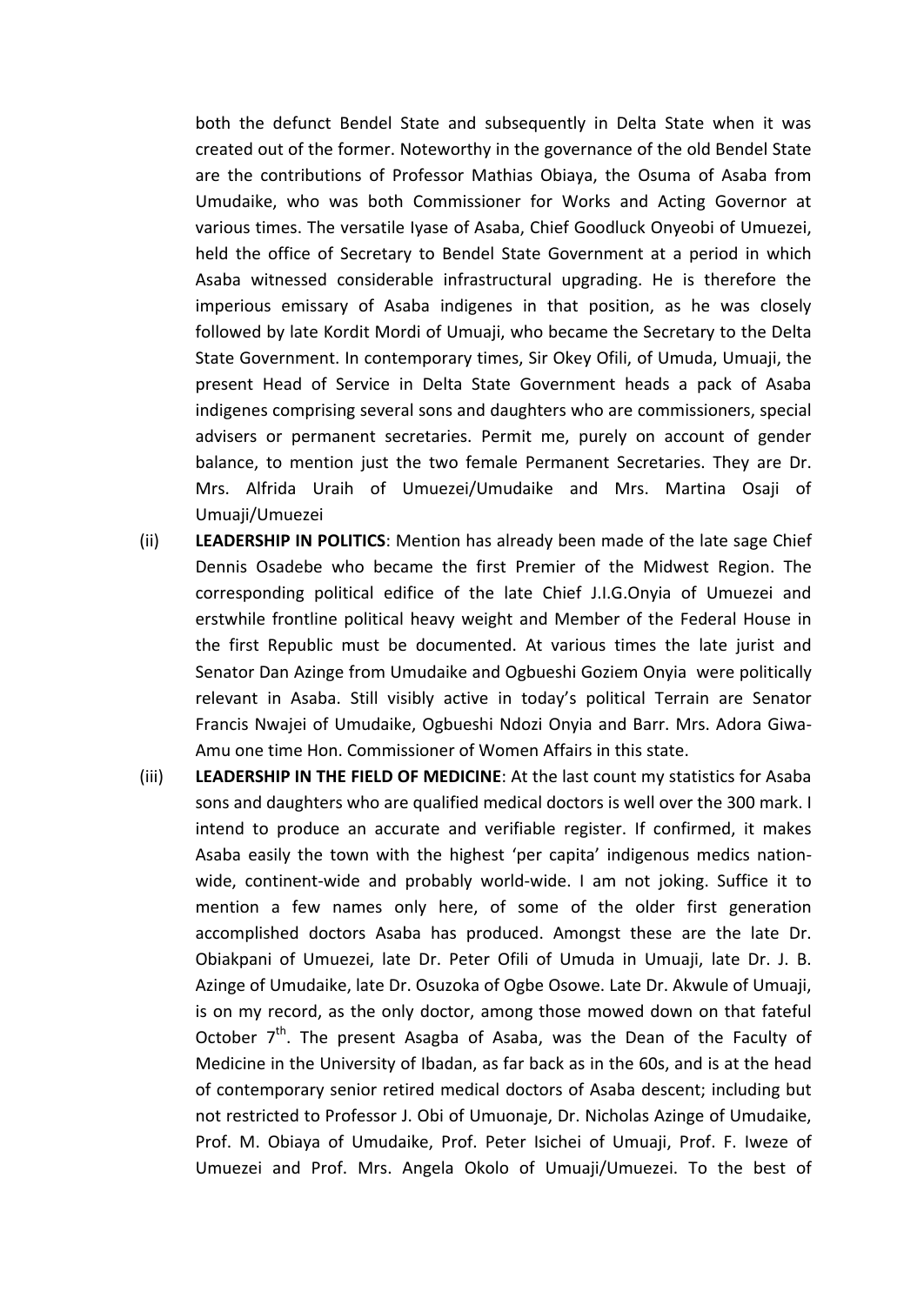both the defunct Bendel State and subsequently in Delta State when it was created out of the former. Noteworthy in the governance of the old Bendel State are the contributions of Professor Mathias Obiaya, the Osuma of Asaba from Umudaike, who was both Commissioner for Works and Acting Governor at various times. The versatile Iyase of Asaba, Chief Goodluck Onyeobi of Umuezei, held the office of Secretary to Bendel State Government at a period in which Asaba witnessed considerable infrastructural upgrading. He is therefore the imperious emissary of Asaba indigenes in that position, as he was closely followed by late Kordit Mordi of Umuaji, who became the Secretary to the Delta State Government. In contemporary times, Sir Okey Ofili, of Umuda, Umuaji, the present Head of Service in Delta State Government heads a pack of Asaba indigenes comprising several sons and daughters who are commissioners, special advisers or permanent secretaries. Permit me, purely on account of gender balance, to mention just the two female Permanent Secretaries. They are Dr. Mrs. Alfrida Uraih of Umuezei/Umudaike and Mrs. Martina Osaji of Umuaji/Umuezei

(ii) **LEADERSHIP IN POLITICS**: Mention has already been made of the late sage Chief Dennis Osadebe who became the first Premier of the Midwest Region. The corresponding political edifice of the late Chief J.I.G.Onyia of Umuezei and erstwhile frontline political heavy weight and Member of the Federal House in the first Republic must be documented. At various times the late jurist and Senator Dan Azinge from Umudaike and Ogbueshi Goziem Onyia were politically relevant in Asaba. Still visibly active in today's political Terrain are Senator Francis Nwajei of Umudaike, Ogbueshi Ndozi Onyia and Barr. Mrs. Adora Giwa-Amu one time Hon. Commissioner of Women Affairs in this state.

(iii) **LEADERSHIP IN THE FIELD OF MEDICINE**: At the last count my statistics for Asaba sons and daughters who are qualified medical doctors is well over the 300 mark. I intend to produce an accurate and verifiable register. If confirmed, it makes Asaba easily the town with the highest 'per capita' indigenous medics nation-wide, continent-wide and probably world-wide. I am not joking. Suffice it to mention a few names only here, of some of the older first generation accomplished doctors Asaba has produced. Amongst these are the late Dr. Obiakpani of Umuezei, late Dr. Peter Ofili of Umuda in Umuaji, late Dr. J. B. Azinge of Umudaike, late Dr. Osuzoka of Ogbe Osowe. Late Dr. Akwule of Umuaji, is on my record, as the only doctor, among those mowed down on that fateful October 7th. The present Asagba of Asaba, was the Dean of the Faculty of Medicine in the University of Ibadan, as far back as in the 60s, and is at the head of contemporary senior retired medical doctors of Asaba descent; including but not restricted to Professor J. Obi of Umuonaje, Dr. Nicholas Azinge of Umudaike, Prof. M. Obiaya of Umudaike, Prof. Peter Isichei of Umuaji, Prof. F. Iweze of Umuezei and Prof. Mrs. Angela Okolo of Umuaji/Umuezei. To the best of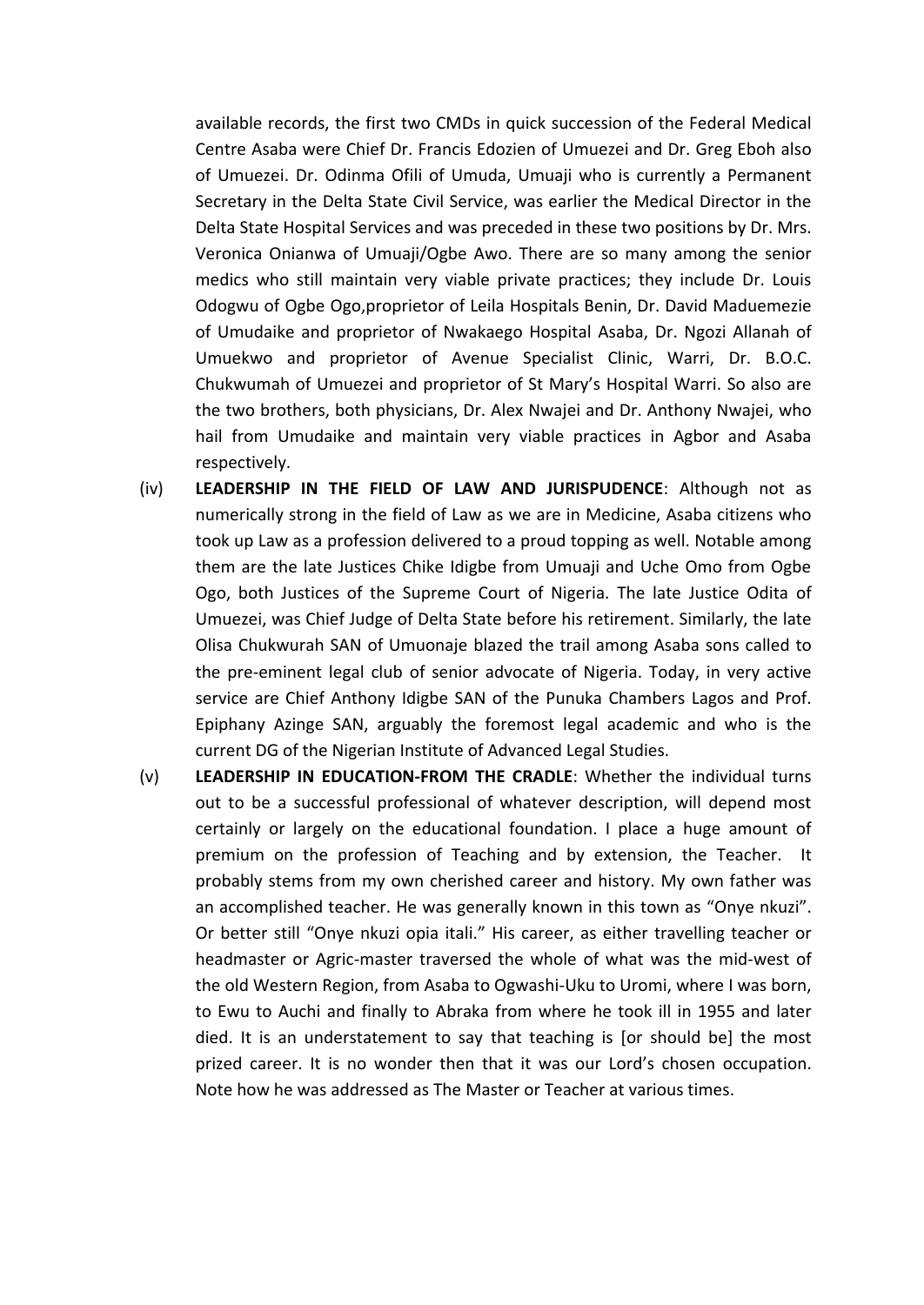available records, the first two CMDs in quick succession of the Federal Medical Centre Asaba were Chief Dr. Francis Edozien of Umuezei and Dr. Greg Eboh also of Umuezei. Dr. Odinma Ofili of Umuda, Umuaji who is currently a Permanent Secretary in the Delta State Civil Service, was earlier the Medical Director in the Delta State Hospital Services and was preceded in these two positions by Dr. Mrs. Veronica Onianwa of Umuaji/Ogbe Awo. There are so many among the senior medics who still maintain very viable private practices; they include Dr. Louis Odogwu of Ogbe Ogo,proprietor of Leila Hospitals Benin, Dr. David Maduemezie of Umudaike and proprietor of Nwakaego Hospital Asaba, Dr. Ngozi Allanah of Umuekwo and proprietor of Avenue Specialist Clinic, Warri, Dr. B.O.C. Chukwumah of Umuezei and proprietor of St Mary's Hospital Warri. So also are the two brothers, both physicians, Dr. Alex Nwajei and Dr. Anthony Nwajei, who hail from Umudaike and maintain very viable practices in Agbor and Asaba respectively.

(iv) **LEADERSHIP IN THE FIELD OF LAW AND JURISPUDENCE**: Although not as numerically strong in the field of Law as we are in Medicine, Asaba citizens who took up Law as a profession delivered to a proud topping as well. Notable among them are the late Justices Chike Idigbe from Umuaji and Uche Omo from Ogbe Ogo, both Justices of the Supreme Court of Nigeria. The late Justice Odita of Umuezei, was Chief Judge of Delta State before his retirement. Similarly, the late Olisa Chukwurah SAN of Umuonaje blazed the trail among Asaba sons called to the pre-eminent legal club of senior advocate of Nigeria. Today, in very active service are Chief Anthony Idigbe SAN of the Punuka Chambers Lagos and Prof. Epiphany Azinge SAN, arguably the foremost legal academic and who is the current DG of the Nigerian Institute of Advanced Legal Studies.

(v) **LEADERSHIP IN EDUCATION-FROM THE CRADLE**: Whether the individual turns out to be a successful professional of whatever description, will depend most certainly or largely on the educational foundation. I place a huge amount of premium on the profession of Teaching and by extension, the Teacher. It probably stems from my own cherished career and history. My own father was an accomplished teacher. He was generally known in this town as "Onye nkuzi". Or better still "Onye nkuzi opia itali." His career, as either travelling teacher or headmaster or Agric-master traversed the whole of what was the mid-west of the old Western Region, from Asaba to Ogwashi-Uku to Uromi, where I was born, to Ewu to Auchi and finally to Abraka from where he took ill in 1955 and later died. It is an understatement to say that teaching is [or should be] the most prized career. It is no wonder then that it was our Lord's chosen occupation. Note how he was addressed as The Master or Teacher at various times.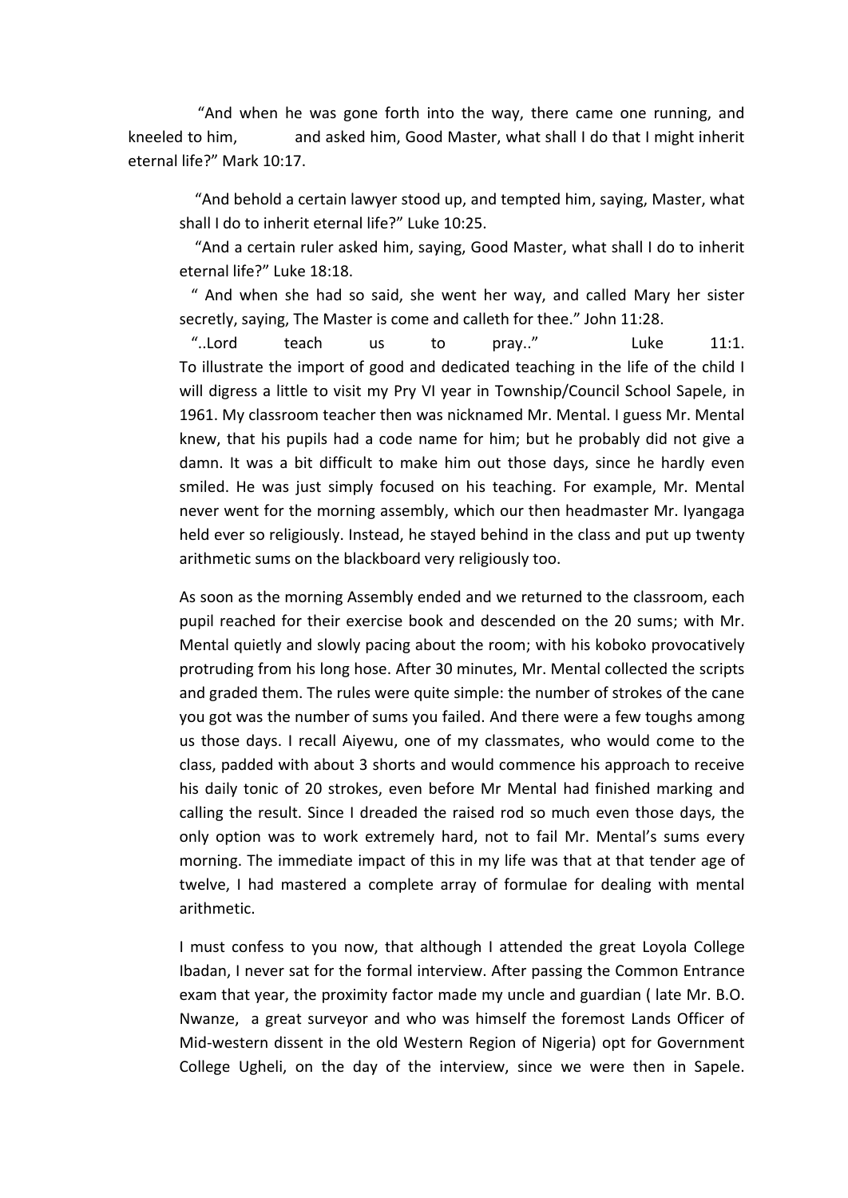"And when he was gone forth into the way, there came one running, and kneeled to him, and asked him, Good Master, what shall I do that I might inherit eternal life?" Mark 10:17.

"And behold a certain lawyer stood up, and tempted him, saying, Master, what shall I do to inherit eternal life?" Luke 10:25.

"And a certain ruler asked him, saying, Good Master, what shall I do to inherit eternal life?" Luke 18:18.

" And when she had so said, she went her way, and called Mary her sister secretly, saying, The Master is come and calleth for thee." John 11:28.

"..Lord teach us to pray.." Luke 11:1.

To illustrate the import of good and dedicated teaching in the life of the child I will digress a little to visit my Pry VI year in Township/Council School Sapele, in 1961. My classroom teacher then was nicknamed Mr. Mental. I guess Mr. Mental knew, that his pupils had a code name for him; but he probably did not give a damn. It was a bit difficult to make him out those days, since he hardly even smiled. He was just simply focused on his teaching. For example, Mr. Mental never went for the morning assembly, which our then headmaster Mr. Iyangaga held ever so religiously. Instead, he stayed behind in the class and put up twenty arithmetic sums on the blackboard very religiously too.

As soon as the morning Assembly ended and we returned to the classroom, each pupil reached for their exercise book and descended on the 20 sums; with Mr. Mental quietly and slowly pacing about the room; with his koboko provocatively protruding from his long hose. After 30 minutes, Mr. Mental collected the scripts and graded them. The rules were quite simple: the number of strokes of the cane you got was the number of sums you failed. And there were a few toughs among us those days. I recall Aiyewu, one of my classmates, who would come to the class, padded with about 3 shorts and would commence his approach to receive his daily tonic of 20 strokes, even before Mr Mental had finished marking and calling the result. Since I dreaded the raised rod so much even those days, the only option was to work extremely hard, not to fail Mr. Mental's sums every morning. The immediate impact of this in my life was that at that tender age of twelve, I had mastered a complete array of formulae for dealing with mental arithmetic.

I must confess to you now, that although I attended the great Loyola College Ibadan, I never sat for the formal interview. After passing the Common Entrance exam that year, the proximity factor made my uncle and guardian ( late Mr. B.O. Nwanze, a great surveyor and who was himself the foremost Lands Officer of Mid-western dissent in the old Western Region of Nigeria) opt for Government College Ugheli, on the day of the interview, since we were then in Sapele.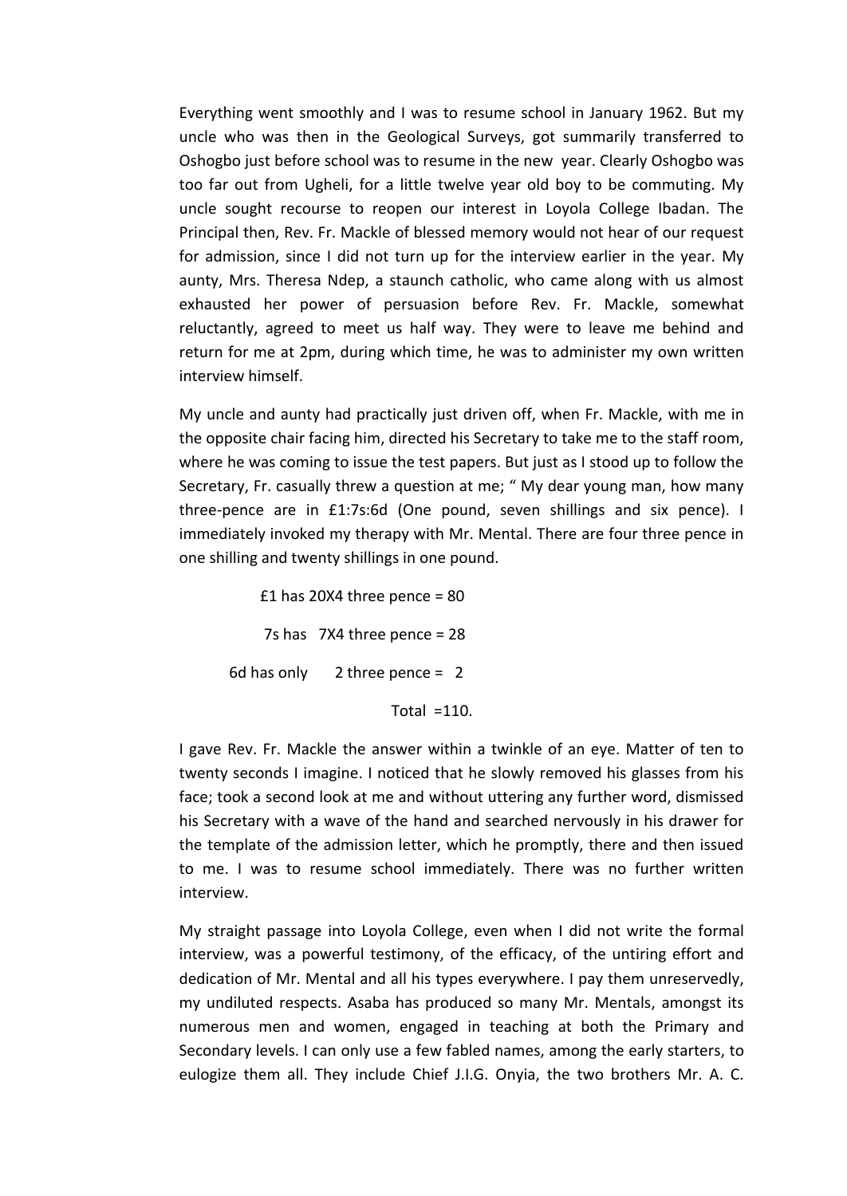Everything went smoothly and I was to resume school in January 1962. But my uncle who was then in the Geological Surveys, got summarily transferred to Oshogbo just before school was to resume in the new year. Clearly Oshogbo was too far out from Ugheli, for a little twelve year old boy to be commuting. My uncle sought recourse to reopen our interest in Loyola College Ibadan. The Principal then, Rev. Fr. Mackle of blessed memory would not hear of our request for admission, since I did not turn up for the interview earlier in the year. My aunty, Mrs. Theresa Ndep, a staunch catholic, who came along with us almost exhausted her power of persuasion before Rev. Fr. Mackle, somewhat reluctantly, agreed to meet us half way. They were to leave me behind and return for me at 2pm, during which time, he was to administer my own written interview himself.

My uncle and aunty had practically just driven off, when Fr. Mackle, with me in the opposite chair facing him, directed his Secretary to take me to the staff room, where he was coming to issue the test papers. But just as I stood up to follow the Secretary, Fr. casually threw a question at me; " My dear young man, how many three-pence are in £1:7s:6d (One pound, seven shillings and six pence). I immediately invoked my therapy with Mr. Mental. There are four three pence in one shilling and twenty shillings in one pound.

£1 has 20X4 three pence = 80

7s has 7X4 three pence = 28

6d has only 2 three pence = 2

Total =110.

I gave Rev. Fr. Mackle the answer within a twinkle of an eye. Matter of ten to twenty seconds I imagine. I noticed that he slowly removed his glasses from his face; took a second look at me and without uttering any further word, dismissed his Secretary with a wave of the hand and searched nervously in his drawer for the template of the admission letter, which he promptly, there and then issued to me. I was to resume school immediately. There was no further written interview.

My straight passage into Loyola College, even when I did not write the formal interview, was a powerful testimony, of the efficacy, of the untiring effort and dedication of Mr. Mental and all his types everywhere. I pay them unreservedly, my undiluted respects. Asaba has produced so many Mr. Mentals, amongst its numerous men and women, engaged in teaching at both the Primary and Secondary levels. I can only use a few fabled names, among the early starters, to eulogize them all. They include Chief J.I.G. Onyia, the two brothers Mr. A. C.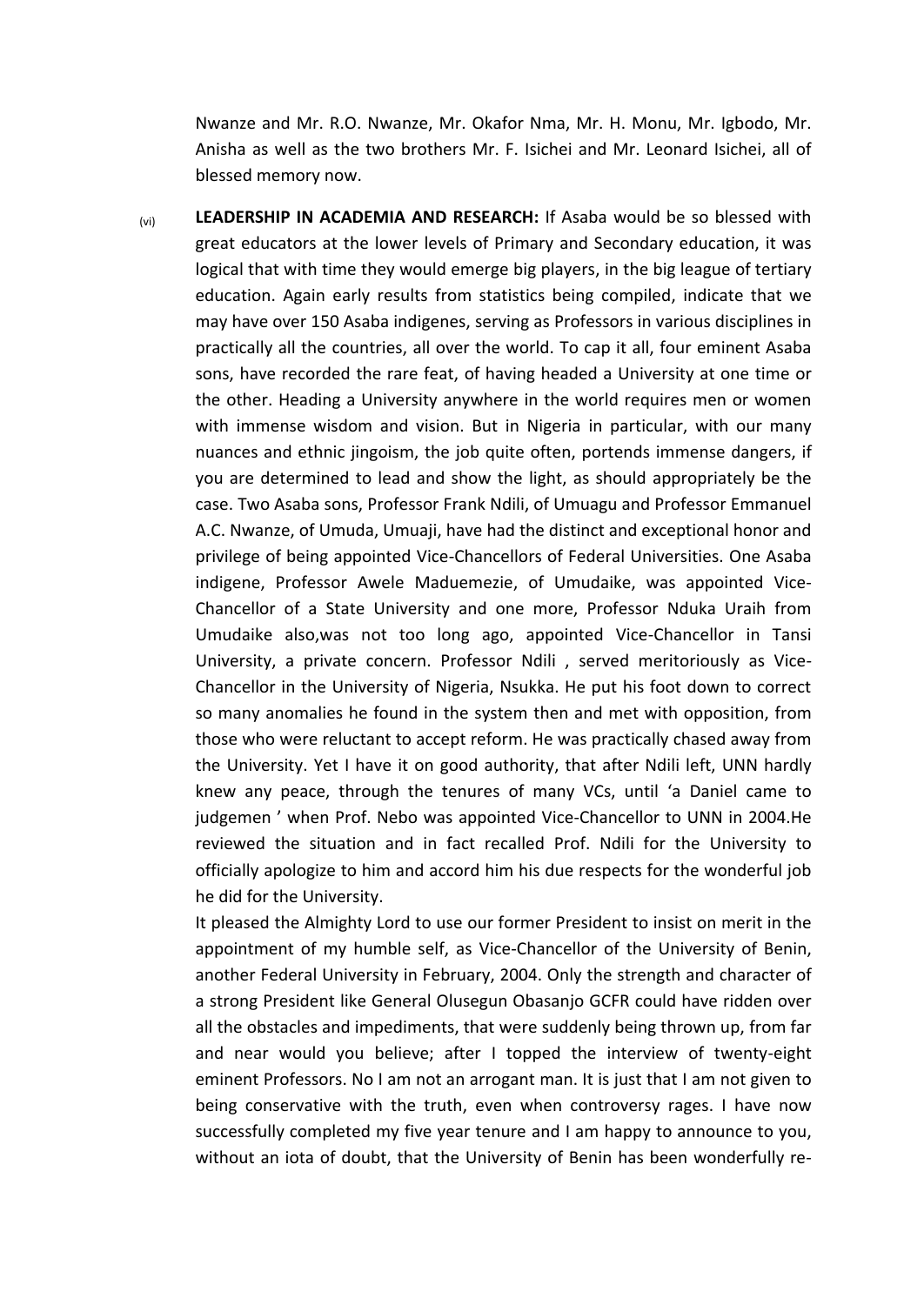Nwanze and Mr. R.O. Nwanze, Mr. Okafor Nma, Mr. H. Monu, Mr. Igbodo, Mr. Anisha as well as the two brothers Mr. F. Isichei and Mr. Leonard Isichei, all of blessed memory now.

(vi) **LEADERSHIP IN ACADEMIA AND RESEARCH:** If Asaba would be so blessed with great educators at the lower levels of Primary and Secondary education, it was logical that with time they would emerge big players, in the big league of tertiary education. Again early results from statistics being compiled, indicate that we may have over 150 Asaba indigenes, serving as Professors in various disciplines in practically all the countries, all over the world. To cap it all, four eminent Asaba sons, have recorded the rare feat, of having headed a University at one time or the other. Heading a University anywhere in the world requires men or women with immense wisdom and vision. But in Nigeria in particular, with our many nuances and ethnic jingoism, the job quite often, portends immense dangers, if you are determined to lead and show the light, as should appropriately be the case. Two Asaba sons, Professor Frank Ndili, of Umuagu and Professor Emmanuel A.C. Nwanze, of Umuda, Umuaji, have had the distinct and exceptional honor and privilege of being appointed Vice-Chancellors of Federal Universities. One Asaba indigene, Professor Awele Maduemezie, of Umudaike, was appointed Vice-Chancellor of a State University and one more, Professor Nduka Uraih from Umudaike also,was not too long ago, appointed Vice-Chancellor in Tansi University, a private concern. Professor Ndili , served meritoriously as Vice-Chancellor in the University of Nigeria, Nsukka. He put his foot down to correct so many anomalies he found in the system then and met with opposition, from those who were reluctant to accept reform. He was practically chased away from the University. Yet I have it on good authority, that after Ndili left, UNN hardly knew any peace, through the tenures of many VCs, until 'a Daniel came to judgemen ' when Prof. Nebo was appointed Vice-Chancellor to UNN in 2004.He reviewed the situation and in fact recalled Prof. Ndili for the University to officially apologize to him and accord him his due respects for the wonderful job he did for the University.

It pleased the Almighty Lord to use our former President to insist on merit in the appointment of my humble self, as Vice-Chancellor of the University of Benin, another Federal University in February, 2004. Only the strength and character of a strong President like General Olusegun Obasanjo GCFR could have ridden over all the obstacles and impediments, that were suddenly being thrown up, from far and near would you believe; after I topped the interview of twenty-eight eminent Professors. No I am not an arrogant man. It is just that I am not given to being conservative with the truth, even when controversy rages. I have now successfully completed my five year tenure and I am happy to announce to you, without an iota of doubt, that the University of Benin has been wonderfully re-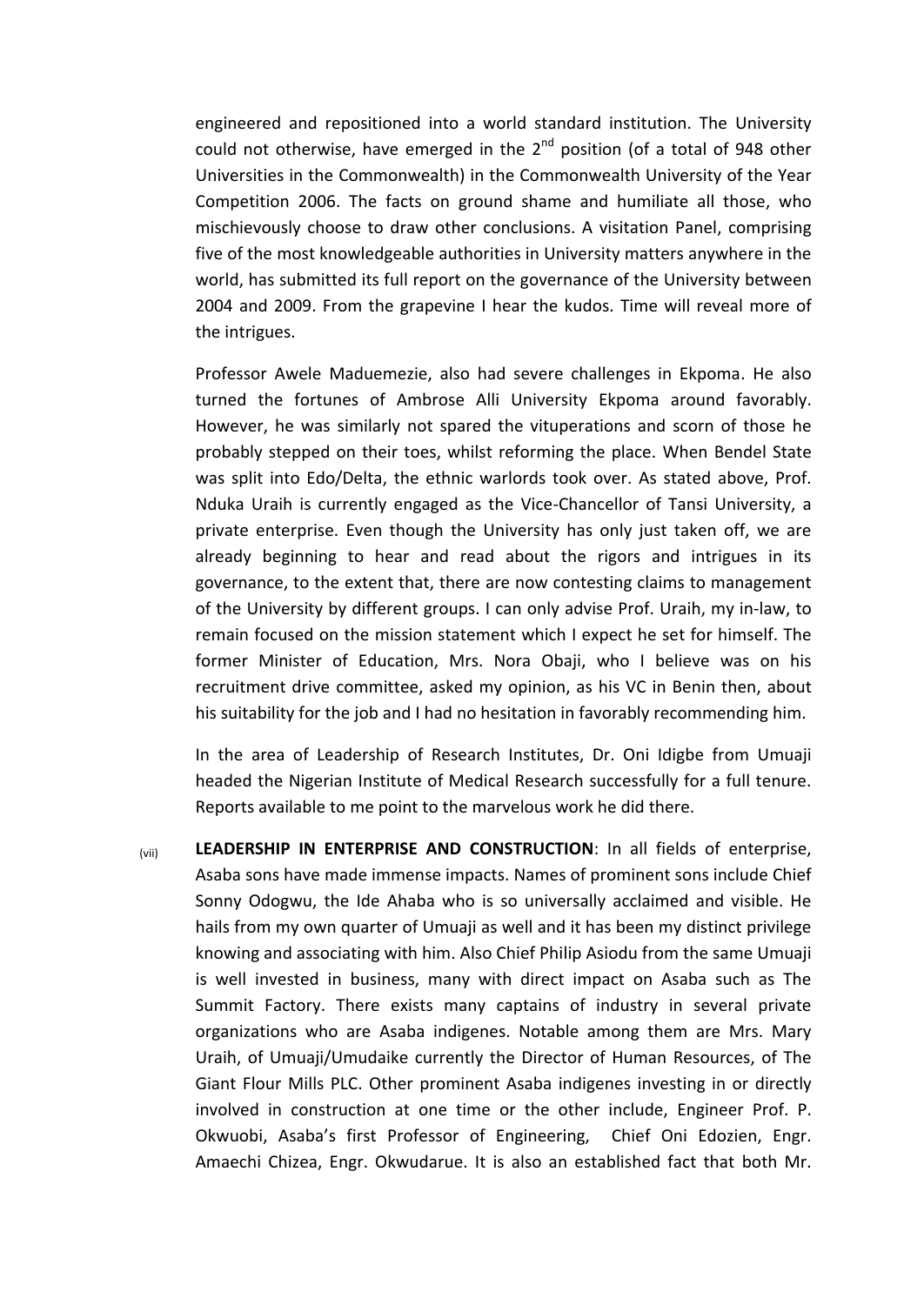engineered and repositioned into a world standard institution. The University could not otherwise, have emerged in the 2nd position (of a total of 948 other Universities in the Commonwealth) in the Commonwealth University of the Year Competition 2006. The facts on ground shame and humiliate all those, who mischievously choose to draw other conclusions. A visitation Panel, comprising five of the most knowledgeable authorities in University matters anywhere in the world, has submitted its full report on the governance of the University between 2004 and 2009. From the grapevine I hear the kudos. Time will reveal more of the intrigues.

Professor Awele Maduemezie, also had severe challenges in Ekpoma. He also turned the fortunes of Ambrose Alli University Ekpoma around favorably. However, he was similarly not spared the vituperations and scorn of those he probably stepped on their toes, whilst reforming the place. When Bendel State was split into Edo/Delta, the ethnic warlords took over. As stated above, Prof. Nduka Uraih is currently engaged as the Vice-Chancellor of Tansi University, a private enterprise. Even though the University has only just taken off, we are already beginning to hear and read about the rigors and intrigues in its governance, to the extent that, there are now contesting claims to management of the University by different groups. I can only advise Prof. Uraih, my in-law, to remain focused on the mission statement which I expect he set for himself. The former Minister of Education, Mrs. Nora Obaji, who I believe was on his recruitment drive committee, asked my opinion, as his VC in Benin then, about his suitability for the job and I had no hesitation in favorably recommending him.

In the area of Leadership of Research Institutes, Dr. Oni Idigbe from Umuaji headed the Nigerian Institute of Medical Research successfully for a full tenure. Reports available to me point to the marvelous work he did there.

(vii) **LEADERSHIP IN ENTERPRISE AND CONSTRUCTION**: In all fields of enterprise, Asaba sons have made immense impacts. Names of prominent sons include Chief Sonny Odogwu, the Ide Ahaba who is so universally acclaimed and visible. He hails from my own quarter of Umuaji as well and it has been my distinct privilege knowing and associating with him. Also Chief Philip Asiodu from the same Umuaji is well invested in business, many with direct impact on Asaba such as The Summit Factory. There exists many captains of industry in several private organizations who are Asaba indigenes. Notable among them are Mrs. Mary Uraih, of Umuaji/Umudaike currently the Director of Human Resources, of The Giant Flour Mills PLC. Other prominent Asaba indigenes investing in or directly involved in construction at one time or the other include, Engineer Prof. P. Okwuobi, Asaba's first Professor of Engineering, Chief Oni Edozien, Engr. Amaechi Chizea, Engr. Okwudarue. It is also an established fact that both Mr.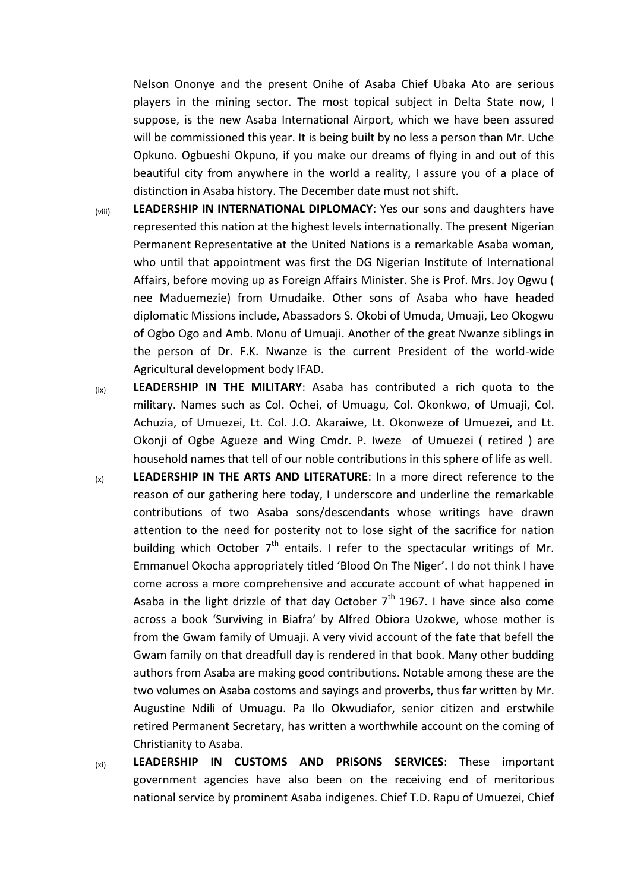Nelson Ononye and the present Onihe of Asaba Chief Ubaka Ato are serious players in the mining sector. The most topical subject in Delta State now, I suppose, is the new Asaba International Airport, which we have been assured will be commissioned this year. It is being built by no less a person than Mr. Uche Opkuno. Ogbueshi Okpuno, if you make our dreams of flying in and out of this beautiful city from anywhere in the world a reality, I assure you of a place of distinction in Asaba history. The December date must not shift.

(viii) **LEADERSHIP IN INTERNATIONAL DIPLOMACY**: Yes our sons and daughters have represented this nation at the highest levels internationally. The present Nigerian Permanent Representative at the United Nations is a remarkable Asaba woman, who until that appointment was first the DG Nigerian Institute of International Affairs, before moving up as Foreign Affairs Minister. She is Prof. Mrs. Joy Ogwu ( nee Maduemezie) from Umudaike. Other sons of Asaba who have headed diplomatic Missions include, Abassadors S. Okobi of Umuda, Umuaji, Leo Okogwu of Ogbo Ogo and Amb. Monu of Umuaji. Another of the great Nwanze siblings in the person of Dr. F.K. Nwanze is the current President of the world-wide Agricultural development body IFAD.

(ix) **LEADERSHIP IN THE MILITARY**: Asaba has contributed a rich quota to the military. Names such as Col. Ochei, of Umuagu, Col. Okonkwo, of Umuaji, Col. Achuzia, of Umuezei, Lt. Col. J.O. Akaraiwe, Lt. Okonweze of Umuezei, and Lt. Okonji of Ogbe Agueze and Wing Cmdr. P. Iweze of Umuezei ( retired ) are household names that tell of our noble contributions in this sphere of life as well.

(x) **LEADERSHIP IN THE ARTS AND LITERATURE**: In a more direct reference to the reason of our gathering here today, I underscore and underline the remarkable contributions of two Asaba sons/descendants whose writings have drawn attention to the need for posterity not to lose sight of the sacrifice for nation building which October 7th entails. I refer to the spectacular writings of Mr. Emmanuel Okocha appropriately titled 'Blood On The Niger'. I do not think I have come across a more comprehensive and accurate account of what happened in Asaba in the light drizzle of that day October 7th 1967. I have since also come across a book 'Surviving in Biafra' by Alfred Obiora Uzokwe, whose mother is from the Gwam family of Umuaji. A very vivid account of the fate that befell the Gwam family on that dreadfull day is rendered in that book. Many other budding authors from Asaba are making good contributions. Notable among these are the two volumes on Asaba costoms and sayings and proverbs, thus far written by Mr. Augustine Ndili of Umuagu. Pa Ilo Okwudiafor, senior citizen and erstwhile retired Permanent Secretary, has written a worthwhile account on the coming of Christianity to Asaba.

(xi) **LEADERSHIP IN CUSTOMS AND PRISONS SERVICES**: These important government agencies have also been on the receiving end of meritorious national service by prominent Asaba indigenes. Chief T.D. Rapu of Umuezei, Chief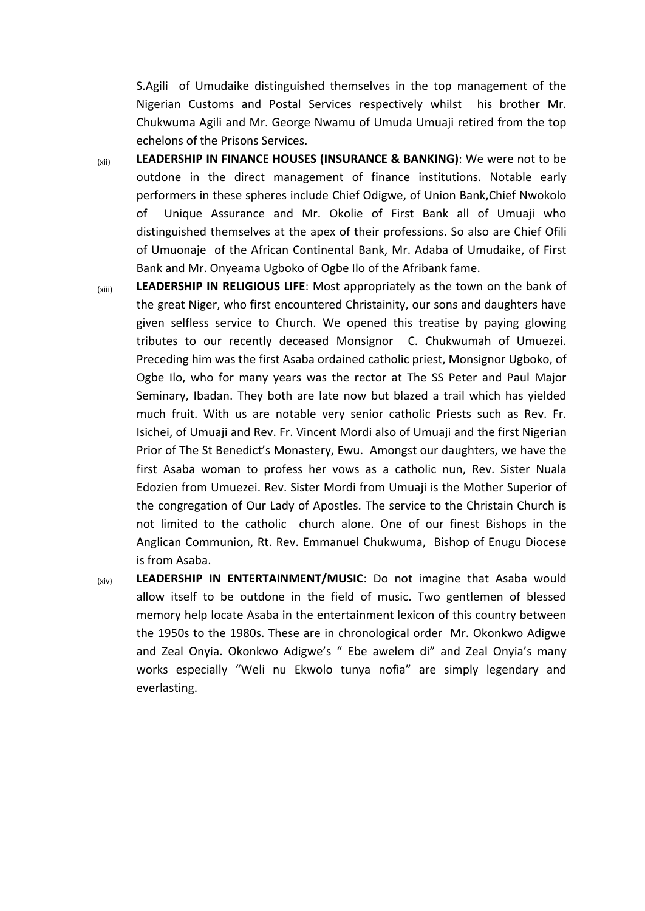S.Agili of Umudaike distinguished themselves in the top management of the Nigerian Customs and Postal Services respectively whilst his brother Mr. Chukwuma Agili and Mr. George Nwamu of Umuda Umuaji retired from the top echelons of the Prisons Services.

(xii) **LEADERSHIP IN FINANCE HOUSES (INSURANCE & BANKING)**: We were not to be outdone in the direct management of finance institutions. Notable early performers in these spheres include Chief Odigwe, of Union Bank,Chief Nwokolo of Unique Assurance and Mr. Okolie of First Bank all of Umuaji who distinguished themselves at the apex of their professions. So also are Chief Ofili of Umuonaje of the African Continental Bank, Mr. Adaba of Umudaike, of First Bank and Mr. Onyeama Ugboko of Ogbe Ilo of the Afribank fame.

(xiii) **LEADERSHIP IN RELIGIOUS LIFE**: Most appropriately as the town on the bank of the great Niger, who first encountered Christainity, our sons and daughters have given selfless service to Church. We opened this treatise by paying glowing tributes to our recently deceased Monsignor C. Chukwumah of Umuezei. Preceding him was the first Asaba ordained catholic priest, Monsignor Ugboko, of Ogbe Ilo, who for many years was the rector at The SS Peter and Paul Major Seminary, Ibadan. They both are late now but blazed a trail which has yielded much fruit. With us are notable very senior catholic Priests such as Rev. Fr. Isichei, of Umuaji and Rev. Fr. Vincent Mordi also of Umuaji and the first Nigerian Prior of The St Benedict's Monastery, Ewu. Amongst our daughters, we have the first Asaba woman to profess her vows as a catholic nun, Rev. Sister Nuala Edozien from Umuezei. Rev. Sister Mordi from Umuaji is the Mother Superior of the congregation of Our Lady of Apostles. The service to the Christain Church is not limited to the catholic church alone. One of our finest Bishops in the Anglican Communion, Rt. Rev. Emmanuel Chukwuma, Bishop of Enugu Diocese is from Asaba.

(xiv) **LEADERSHIP IN ENTERTAINMENT/MUSIC**: Do not imagine that Asaba would allow itself to be outdone in the field of music. Two gentlemen of blessed memory help locate Asaba in the entertainment lexicon of this country between the 1950s to the 1980s. These are in chronological order Mr. Okonkwo Adigwe and Zeal Onyia. Okonkwo Adigwe's " Ebe awelem di" and Zeal Onyia's many works especially "Weli nu Ekwolo tunya nofia" are simply legendary and everlasting.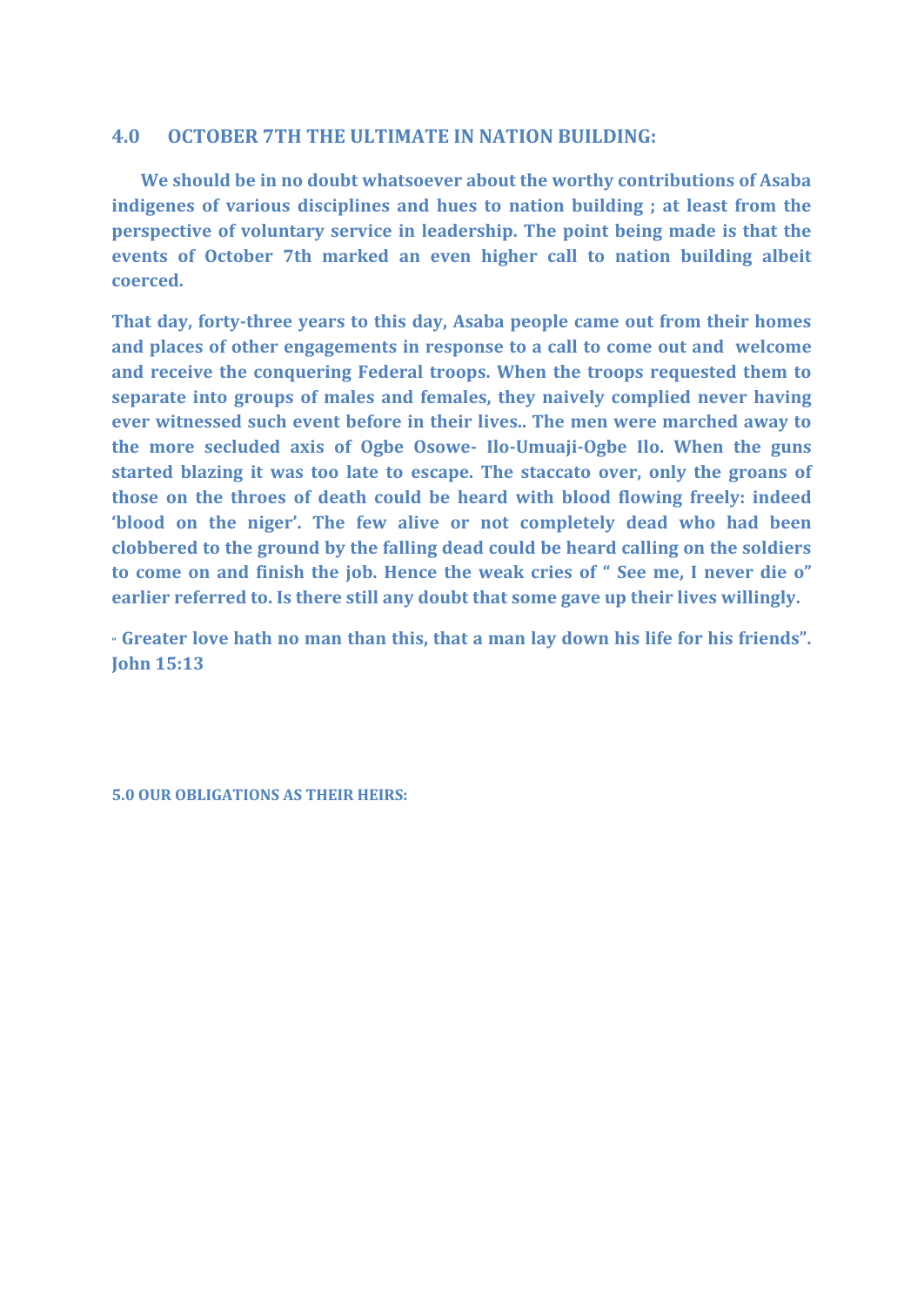## 4.0 OCTOBER 7TH THE ULTIMATE IN NATION BUILDING:

**We should be in no doubt whatsoever about the worthy contributions of Asaba indigenes of various disciplines and hues to nation building ; at least from the perspective of voluntary service in leadership. The point being made is that the events of October 7th marked an even higher call to nation building albeit coerced.**

**That day, forty-three years to this day, Asaba people came out from their homes and places of other engagements in response to a call to come out and welcome and receive the conquering Federal troops. When the troops requested them to separate into groups of males and females, they naively complied never having ever witnessed such event before in their lives.. The men were marched away to the more secluded axis of Ogbe Osowe- Ilo-Umuaji-Ogbe Ilo. When the guns started blazing it was too late to escape. The staccato over, only the groans of those on the throes of death could be heard with blood flowing freely: indeed 'blood on the niger'. The few alive or not completely dead who had been clobbered to the ground by the falling dead could be heard calling on the soldiers to come on and finish the job. Hence the weak cries of " See me, I never die o" earlier referred to. Is there still any doubt that some gave up their lives willingly.**

**" Greater love hath no man than this, that a man lay down his life for his friends". John 15:13**

## 5.0 OUR OBLIGATIONS AS THEIR HEIRS: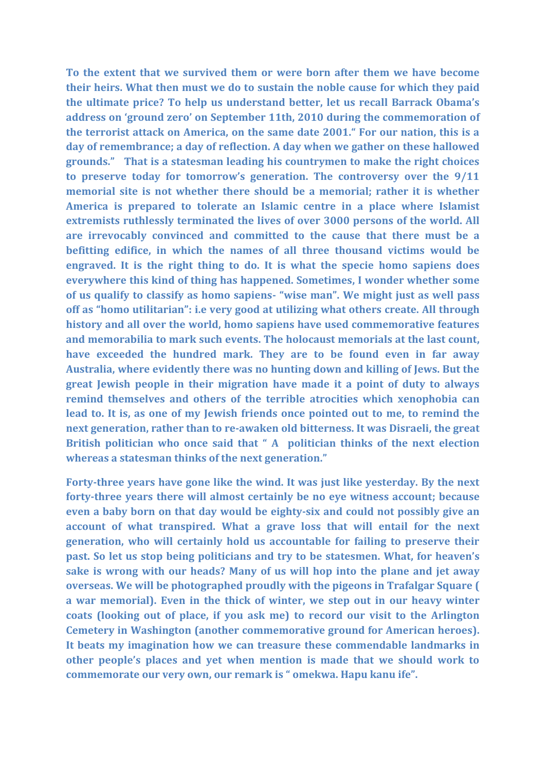**To the extent that we survived them or were born after them we have become their heirs. What then must we do to sustain the noble cause for which they paid the ultimate price? To help us understand better, let us recall Barrack Obama's address on 'ground zero' on September 11th, 2010 during the commemoration of the terrorist attack on America, on the same date 2001." For our nation, this is a day of remembrance; a day of reflection. A day when we gather on these hallowed grounds."  That is a statesman leading his countrymen to make the right choices to preserve today for tomorrow's generation. The controversy over the 9/11 memorial site is not whether there should be a memorial; rather it is whether America is prepared to tolerate an Islamic centre in a place where Islamist extremists ruthlessly terminated the lives of over 3000 persons of the world. All are irrevocably convinced and committed to the cause that there must be a befitting edifice, in which the names of all three thousand victims would be engraved. It is the right thing to do. It is what the specie homo sapiens does everywhere this kind of thing has happened. Sometimes, I wonder whether some of us qualify to classify as homo sapiens- "wise man". We might just as well pass off as "homo utilitarian": i.e very good at utilizing what others create. All through history and all over the world, homo sapiens have used commemorative features and memorabilia to mark such events. The holocaust memorials at the last count, have exceeded the hundred mark. They are to be found even in far away Australia, where evidently there was no hunting down and killing of Jews. But the great Jewish people in their migration have made it a point of duty to always remind themselves and others of the terrible atrocities which xenophobia can lead to. It is, as one of my Jewish friends once pointed out to me, to remind the next generation, rather than to re-awaken old bitterness. It was Disraeli, the great British politician who once said that " A  politician thinks of the next election whereas a statesman thinks of the next generation."**

**Forty-three years have gone like the wind. It was just like yesterday. By the next forty-three years there will almost certainly be no eye witness account; because even a baby born on that day would be eighty-six and could not possibly give an account of what transpired. What a grave loss that will entail for the next generation, who will certainly hold us accountable for failing to preserve their past. So let us stop being politicians and try to be statesmen. What, for heaven's sake is wrong with our heads? Many of us will hop into the plane and jet away overseas. We will be photographed proudly with the pigeons in Trafalgar Square ( a war memorial). Even in the thick of winter, we step out in our heavy winter coats (looking out of place, if you ask me) to record our visit to the Arlington Cemetery in Washington (another commemorative ground for American heroes). It beats my imagination how we can treasure these commendable landmarks in other people's places and yet when mention is made that we should work to commemorate our very own, our remark is " omekwa. Hapu kanu ife".**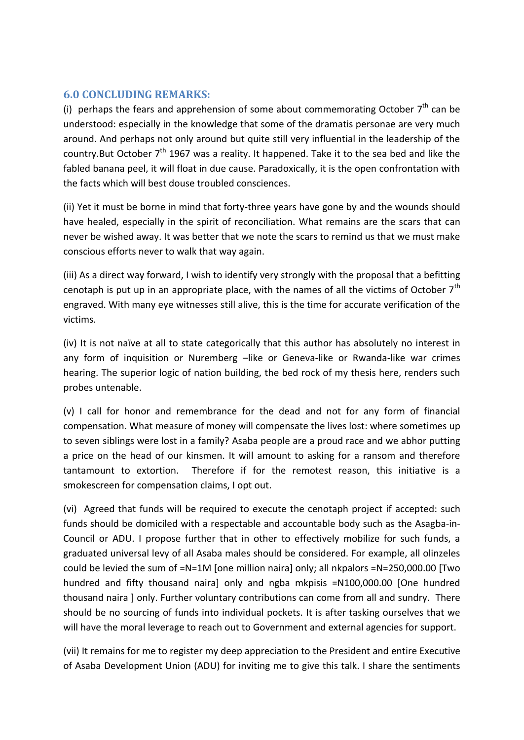### 6.0 CONCLUDING REMARKS:

(i) perhaps the fears and apprehension of some about commemorating October 7th can be understood: especially in the knowledge that some of the dramatis personae are very much around. And perhaps not only around but quite still very influential in the leadership of the country.But October 7th 1967 was a reality. It happened. Take it to the sea bed and like the fabled banana peel, it will float in due cause. Paradoxically, it is the open confrontation with the facts which will best douse troubled consciences.

(ii) Yet it must be borne in mind that forty-three years have gone by and the wounds should have healed, especially in the spirit of reconciliation. What remains are the scars that can never be wished away. It was better that we note the scars to remind us that we must make conscious efforts never to walk that way again.

(iii) As a direct way forward, I wish to identify very strongly with the proposal that a befitting cenotaph is put up in an appropriate place, with the names of all the victims of October 7th engraved. With many eye witnesses still alive, this is the time for accurate verification of the victims.

(iv) It is not naïve at all to state categorically that this author has absolutely no interest in any form of inquisition or Nuremberg –like or Geneva-like or Rwanda-like war crimes hearing. The superior logic of nation building, the bed rock of my thesis here, renders such probes untenable.

(v) I call for honor and remembrance for the dead and not for any form of financial compensation. What measure of money will compensate the lives lost: where sometimes up to seven siblings were lost in a family? Asaba people are a proud race and we abhor putting a price on the head of our kinsmen. It will amount to asking for a ransom and therefore tantamount to extortion. Therefore if for the remotest reason, this initiative is a smokescreen for compensation claims, I opt out.

(vi) Agreed that funds will be required to execute the cenotaph project if accepted: such funds should be domiciled with a respectable and accountable body such as the Asagba-in-Council or ADU. I propose further that in other to effectively mobilize for such funds, a graduated universal levy of all Asaba males should be considered. For example, all olinzeles could be levied the sum of =N=1M [one million naira] only; all nkpalors =N=250,000.00 [Two hundred and fifty thousand naira] only and ngba mkpisis =N100,000.00 [One hundred thousand naira ] only. Further voluntary contributions can come from all and sundry. There should be no sourcing of funds into individual pockets. It is after tasking ourselves that we will have the moral leverage to reach out to Government and external agencies for support.

(vii) It remains for me to register my deep appreciation to the President and entire Executive of Asaba Development Union (ADU) for inviting me to give this talk. I share the sentiments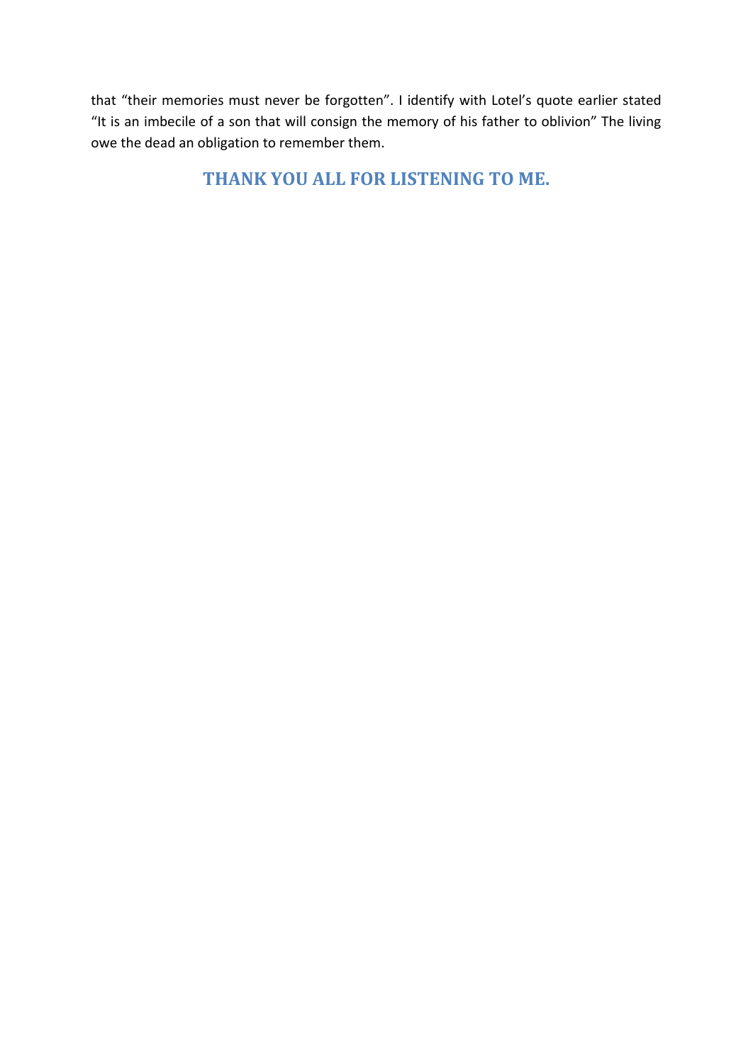that “their memories must never be forgotten”. I identify with Lotel’s quote earlier stated “It is an imbecile of a son that will consign the memory of his father to oblivion” The living owe the dead an obligation to remember them.

## THANK YOU ALL FOR LISTENING TO ME.